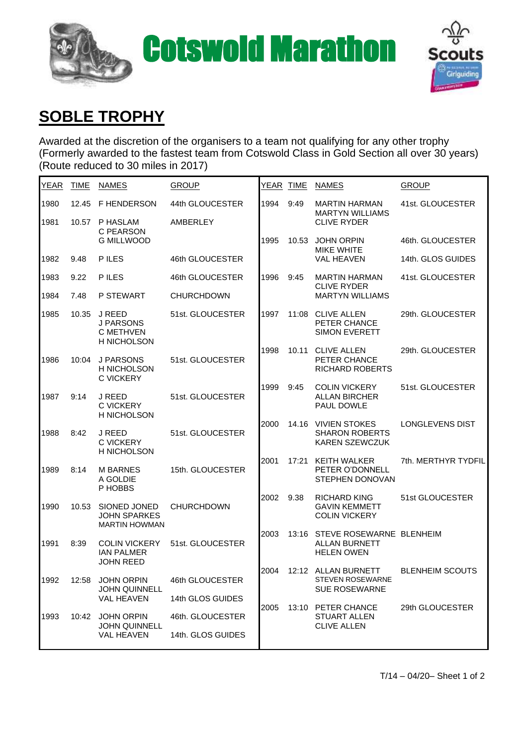# Cotswold Marathon

## SOBLE TROPHY

Awarded at the discretion of the organisers to a team not qualifying for any other trophy
(Formerly awarded to the fastest team from Cotswold Class in Gold Section all over 30 years)
(Route reduced to 30 miles in 2017)

| YEAR | TIME | NAMES | GROUP |
|---|---|---|---|
| 1980 | 12.45 | F HENDERSON | 44th GLOUCESTER |
| 1981 | 10.57 | P HASLAM<br>C PEARSON<br>G MILLWOOD | AMBERLEY |
| 1982 | 9.48 | P ILES | 46th GLOUCESTER |
| 1983 | 9.22 | P ILES | 46th GLOUCESTER |
| 1984 | 7.48 | P STEWART | CHURCHDOWN |
| 1985 | 10.35 | J REED<br>J PARSONS<br>C METHVEN<br>H NICHOLSON | 51st. GLOUCESTER |
| 1986 | 10:04 | J PARSONS<br>H NICHOLSON<br>C VICKERY | 51st. GLOUCESTER |
| 1987 | 9:14 | J REED<br>C VICKERY<br>H NICHOLSON | 51st. GLOUCESTER |
| 1988 | 8:42 | J REED<br>C VICKERY<br>H NICHOLSON | 51st. GLOUCESTER |
| 1989 | 8:14 | M BARNES<br>A GOLDIE<br>P HOBBS | 15th. GLOUCESTER |
| 1990 | 10.53 | SIONED JONED<br>JOHN SPARKES<br>MARTIN HOWMAN | CHURCHDOWN |
| 1991 | 8:39 | COLIN VICKERY<br>IAN PALMER<br>JOHN REED | 51st. GLOUCESTER |
| 1992 | 12:58 | JOHN ORPIN<br>JOHN QUINNELL<br>VAL HEAVEN | 46th GLOUCESTER<br><br>14th GLOS GUIDES |
| 1993 | 10:42 | JOHN ORPIN<br>JOHN QUINNELL<br>VAL HEAVEN | 46th. GLOUCESTER<br><br>14th. GLOS GUIDES |
| 1994 | 9:49 | MARTIN HARMAN<br>MARTYN WILLIAMS<br>CLIVE RYDER | 41st. GLOUCESTER |
| 1995 | 10.53 | JOHN ORPIN<br>MIKE WHITE<br>VAL HEAVEN | 46th. GLOUCESTER<br><br>14th. GLOS GUIDES |
| 1996 | 9:45 | MARTIN HARMAN<br>CLIVE RYDER<br>MARTYN WILLIAMS | 41st. GLOUCESTER |
| 1997 | 11:08 | CLIVE ALLEN<br>PETER CHANCE<br>SIMON EVERETT | 29th. GLOUCESTER |
| 1998 | 10.11 | CLIVE ALLEN<br>PETER CHANCE<br>RICHARD ROBERTS | 29th. GLOUCESTER |
| 1999 | 9:45 | COLIN VICKERY<br>ALLAN BIRCHER<br>PAUL DOWLE | 51st. GLOUCESTER |
| 2000 | 14.16 | VIVIEN STOKES<br>SHARON ROBERTS<br>KAREN SZEWCZUK | LONGLEVENS DIST |
| 2001 | 17:21 | KEITH WALKER<br>PETER O'DONNELL<br>STEPHEN DONOVAN | 7th. MERTHYR TYDFIL |
| 2002 | 9.38 | RICHARD KING<br>GAVIN KEMMETT<br>COLIN VICKERY | 51st GLOUCESTER |
| 2003 | 13:16 | STEVE ROSEWARNE<br>ALLAN BURNETT<br>HELEN OWEN | BLENHEIM |
| 2004 | 12:12 | ALLAN BURNETT<br>STEVEN ROSEWARNE<br>SUE ROSEWARNE | BLENHEIM SCOUTS |
| 2005 | 13:10 | PETER CHANCE<br>STUART ALLEN<br>CLIVE ALLEN | 29th GLOUCESTER |

T/14 – 04/20– Sheet 1 of 2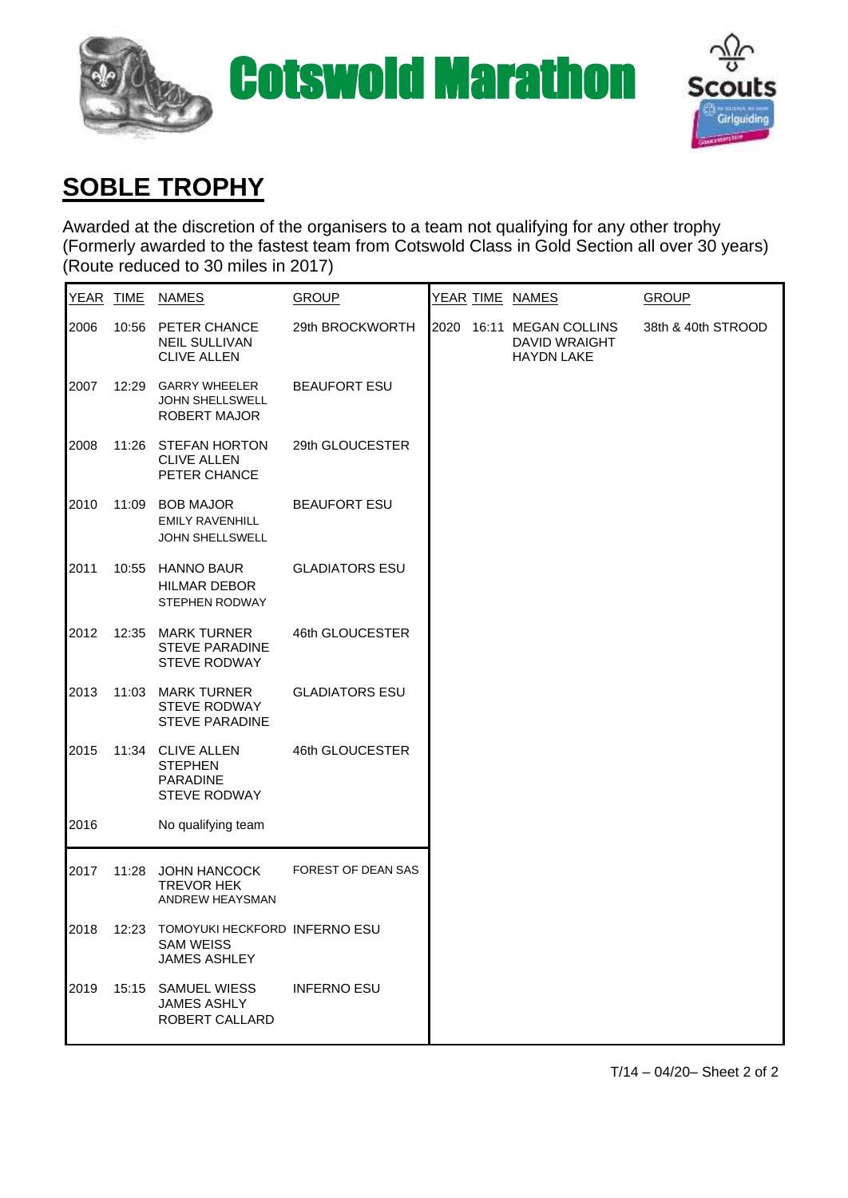# Cotswold Marathon

## SOBLE TROPHY

Awarded at the discretion of the organisers to a team not qualifying for any other trophy
(Formerly awarded to the fastest team from Cotswold Class in Gold Section all over 30 years)
(Route reduced to 30 miles in 2017)

| YEAR | TIME | NAMES | GROUP |
|---|---|---|---|
| 2006 | 10:56 | PETER CHANCE<br>NEIL SULLIVAN<br>CLIVE ALLEN | 29th BROCKWORTH |
| 2007 | 12:29 | GARRY WHEELER<br>JOHN SHELLSWELL<br>ROBERT MAJOR | BEAUFORT ESU |
| 2008 | 11:26 | STEFAN HORTON<br>CLIVE ALLEN<br>PETER CHANCE | 29th GLOUCESTER |
| 2010 | 11:09 | BOB MAJOR<br>EMILY RAVENHILL<br>JOHN SHELLSWELL | BEAUFORT ESU |
| 2011 | 10:55 | HANNO BAUR<br>HILMAR DEBOR<br>STEPHEN RODWAY | GLADIATORS ESU |
| 2012 | 12:35 | MARK TURNER<br>STEVE PARADINE<br>STEVE RODWAY | 46th GLOUCESTER |
| 2013 | 11:03 | MARK TURNER<br>STEVE RODWAY<br>STEVE PARADINE | GLADIATORS ESU |
| 2015 | 11:34 | CLIVE ALLEN<br>STEPHEN PARADINE<br>STEVE RODWAY | 46th GLOUCESTER |
| 2016 | | No qualifying team | |
| 2017 | 11:28 | JOHN HANCOCK<br>TREVOR HEK<br>ANDREW HEAYSMAN | FOREST OF DEAN SAS |
| 2018 | 12:23 | TOMOYUKI HECKFORD<br>SAM WEISS<br>JAMES ASHLEY | INFERNO ESU |
| 2019 | 15:15 | SAMUEL WIESS<br>JAMES ASHLY<br>ROBERT CALLARD | INFERNO ESU |
| 2020 | 16:11 | MEGAN COLLINS<br>DAVID WRAIGHT<br>HAYDN LAKE | 38th & 40th STROOD |

T/14 – 04/20– Sheet 2 of 2